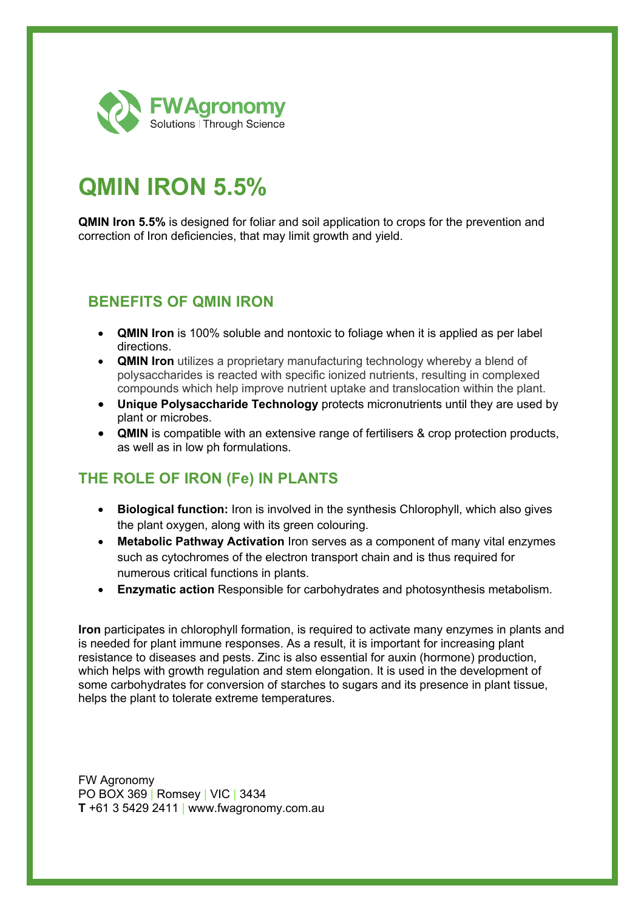FWAgronomy
Solutions | Through Science

# QMIN IRON 5.5%

**QMIN Iron 5.5%** is designed for foliar and soil application to crops for the prevention and correction of Iron deficiencies, that may limit growth and yield.

## BENEFITS OF QMIN IRON

- **QMIN Iron** is 100% soluble and nontoxic to foliage when it is applied as per label directions.
- **QMIN Iron** utilizes a proprietary manufacturing technology whereby a blend of polysaccharides is reacted with specific ionized nutrients, resulting in complexed compounds which help improve nutrient uptake and translocation within the plant.
- **Unique Polysaccharide Technology** protects micronutrients until they are used by plant or microbes.
- **QMIN** is compatible with an extensive range of fertilisers & crop protection products, as well as in low ph formulations.

## THE ROLE OF IRON (Fe) IN PLANTS

- **Biological function:** Iron is involved in the synthesis Chlorophyll, which also gives the plant oxygen, along with its green colouring.
- **Metabolic Pathway Activation** Iron serves as a component of many vital enzymes such as cytochromes of the electron transport chain and is thus required for numerous critical functions in plants.
- **Enzymatic action** Responsible for carbohydrates and photosynthesis metabolism.

**Iron** participates in chlorophyll formation, is required to activate many enzymes in plants and is needed for plant immune responses. As a result, it is important for increasing plant resistance to diseases and pests. Zinc is also essential for auxin (hormone) production, which helps with growth regulation and stem elongation. It is used in the development of some carbohydrates for conversion of starches to sugars and its presence in plant tissue, helps the plant to tolerate extreme temperatures.

FW Agronomy
PO BOX 369 | Romsey | VIC | 3434
**T** +61 3 5429 2411 | www.fwagronomy.com.au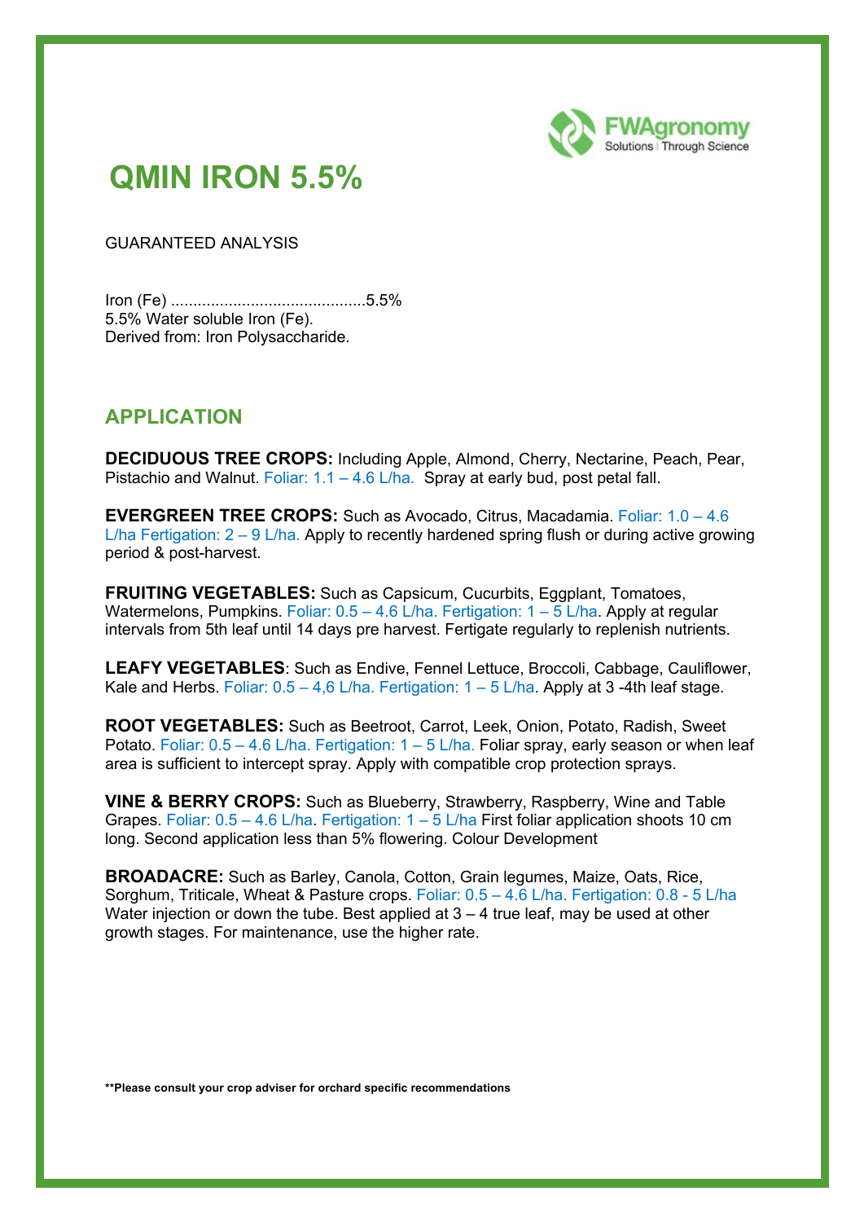FWAgronomy
Solutions | Through Science

# QMIN IRON 5.5%

GUARANTEED ANALYSIS

Iron (Fe) ............................................5.5%
5.5% Water soluble Iron (Fe).
Derived from: Iron Polysaccharide.

## APPLICATION

**DECIDUOUS TREE CROPS:** Including Apple, Almond, Cherry, Nectarine, Peach, Pear, Pistachio and Walnut. Foliar: 1.1 – 4.6 L/ha. Spray at early bud, post petal fall.

**EVERGREEN TREE CROPS:** Such as Avocado, Citrus, Macadamia. Foliar: 1.0 – 4.6 L/ha Fertigation: 2 – 9 L/ha. Apply to recently hardened spring flush or during active growing period & post-harvest.

**FRUITING VEGETABLES:** Such as Capsicum, Cucurbits, Eggplant, Tomatoes, Watermelons, Pumpkins. Foliar: 0.5 – 4.6 L/ha. Fertigation: 1 – 5 L/ha. Apply at regular intervals from 5th leaf until 14 days pre harvest. Fertigate regularly to replenish nutrients.

**LEAFY VEGETABLES**: Such as Endive, Fennel Lettuce, Broccoli, Cabbage, Cauliflower, Kale and Herbs. Foliar: 0.5 – 4,6 L/ha. Fertigation: 1 – 5 L/ha. Apply at 3 -4th leaf stage.

**ROOT VEGETABLES:** Such as Beetroot, Carrot, Leek, Onion, Potato, Radish, Sweet Potato. Foliar: 0.5 – 4.6 L/ha. Fertigation: 1 – 5 L/ha. Foliar spray, early season or when leaf area is sufficient to intercept spray. Apply with compatible crop protection sprays.

**VINE & BERRY CROPS:** Such as Blueberry, Strawberry, Raspberry, Wine and Table Grapes. Foliar: 0.5 – 4.6 L/ha. Fertigation: 1 – 5 L/ha First foliar application shoots 10 cm long. Second application less than 5% flowering. Colour Development

**BROADACRE:** Such as Barley, Canola, Cotton, Grain legumes, Maize, Oats, Rice, Sorghum, Triticale, Wheat & Pasture crops. Foliar: 0.5 – 4.6 L/ha. Fertigation: 0.8 - 5 L/ha Water injection or down the tube. Best applied at 3 – 4 true leaf, may be used at other growth stages. For maintenance, use the higher rate.

**\*\*Please consult your crop adviser for orchard specific recommendations**